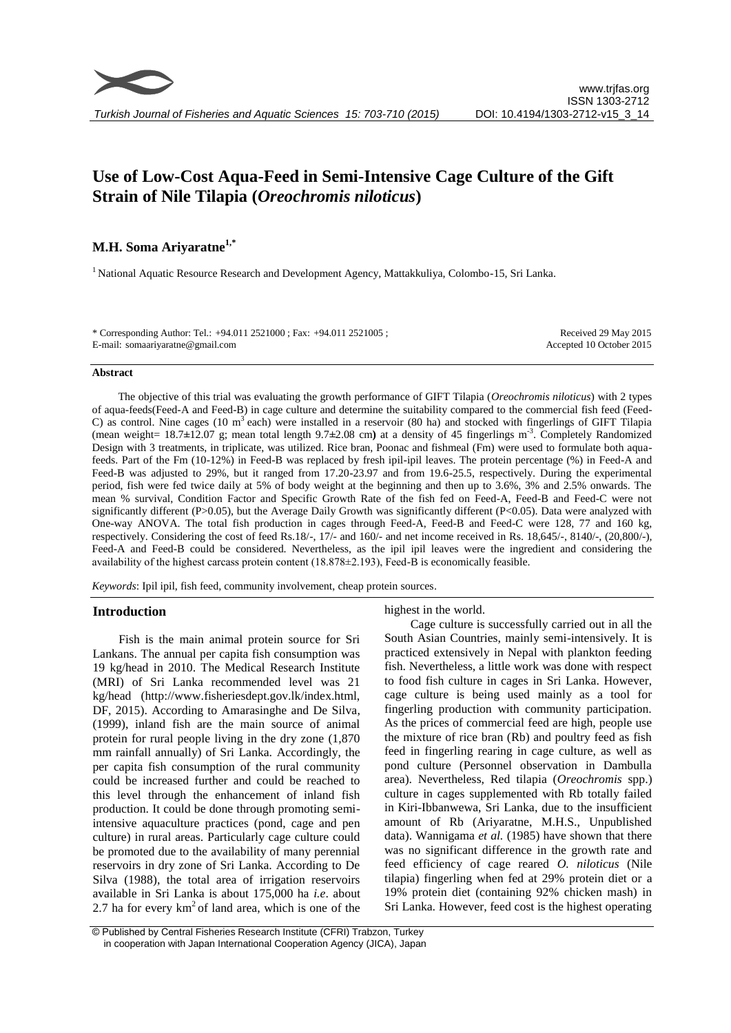# Use of Low-Cost Aqua-Feed in Semi-Intensive Cage Culture of the Gift Strain of Nile Tilapia (*Oreochromis niloticus*)

## M.H. Soma Ariyaratne[1,*]

[1] National Aquatic Resource Research and Development Agency, Mattakkuliya, Colombo-15, Sri Lanka.

\* Corresponding Author: Tel.: +94.011 2521000 ; Fax: +94.011 2521005 ;
E-mail: somaariyaratne@gmail.com

Received 29 May 2015
Accepted 10 October 2015

### Abstract

The objective of this trial was evaluating the growth performance of GIFT Tilapia (*Oreochromis niloticus*) with 2 types of aqua-feeds(Feed-A and Feed-B) in cage culture and determine the suitability compared to the commercial fish feed (Feed-C) as control. Nine cages (10 $m^3$ each) were installed in a reservoir (80 ha) and stocked with fingerlings of GIFT Tilapia (mean weight= 18.7±12.07 g; mean total length 9.7±2.08 cm**)** at a density of 45 fingerlings $m^{-3}$. Completely Randomized Design with 3 treatments, in triplicate, was utilized. Rice bran, Poonac and fishmeal (Fm) were used to formulate both aqua-feeds. Part of the Fm (10-12%) in Feed-B was replaced by fresh ipil-ipil leaves. The protein percentage (%) in Feed-A and Feed-B was adjusted to 29%, but it ranged from 17.20-23.97 and from 19.6-25.5, respectively. During the experimental period, fish were fed twice daily at 5% of body weight at the beginning and then up to 3.6%, 3% and 2.5% onwards. The mean % survival, Condition Factor and Specific Growth Rate of the fish fed on Feed-A, Feed-B and Feed-C were not significantly different (P>0.05), but the Average Daily Growth was significantly different (P<0.05). Data were analyzed with One-way ANOVA. The total fish production in cages through Feed-A, Feed-B and Feed-C were 128, 77 and 160 kg, respectively. Considering the cost of feed Rs.18/-, 17/- and 160/- and net income received in Rs. 18,645/-, 8140/-, (20,800/-), Feed-A and Feed-B could be considered. Nevertheless, as the ipil ipil leaves were the ingredient and considering the availability of the highest carcass protein content (18.878±2.193), Feed-B is economically feasible.

*Keywords*: Ipil ipil, fish feed, community involvement, cheap protein sources.

## Introduction

Fish is the main animal protein source for Sri Lankans. The annual per capita fish consumption was 19 kg/head in 2010. The Medical Research Institute (MRI) of Sri Lanka recommended level was 21 kg/head (http://www.fisheriesdept.gov.lk/index.html, DF, 2015). According to Amarasinghe and De Silva, (1999), inland fish are the main source of animal protein for rural people living in the dry zone (1,870 mm rainfall annually) of Sri Lanka. Accordingly, the per capita fish consumption of the rural community could be increased further and could be reached to this level through the enhancement of inland fish production. It could be done through promoting semi-intensive aquaculture practices (pond, cage and pen culture) in rural areas. Particularly cage culture could be promoted due to the availability of many perennial reservoirs in dry zone of Sri Lanka. According to De Silva (1988), the total area of irrigation reservoirs available in Sri Lanka is about 175,000 ha *i.e*. about 2.7 ha for every $km^2$ of land area, which is one of the highest in the world.

Cage culture is successfully carried out in all the South Asian Countries, mainly semi-intensively. It is practiced extensively in Nepal with plankton feeding fish. Nevertheless, a little work was done with respect to food fish culture in cages in Sri Lanka. However, cage culture is being used mainly as a tool for fingerling production with community participation. As the prices of commercial feed are high, people use the mixture of rice bran (Rb) and poultry feed as fish feed in fingerling rearing in cage culture, as well as pond culture (Personnel observation in Dambulla area). Nevertheless, Red tilapia (*Oreochromis* spp.) culture in cages supplemented with Rb totally failed in Kiri-Ibbanwewa, Sri Lanka, due to the insufficient amount of Rb (Ariyaratne, M.H.S., Unpublished data). Wannigama *et al.* (1985) have shown that there was no significant difference in the growth rate and feed efficiency of cage reared *O. niloticus* (Nile tilapia) fingerling when fed at 29% protein diet or a 19% protein diet (containing 92% chicken mash) in Sri Lanka. However, feed cost is the highest operating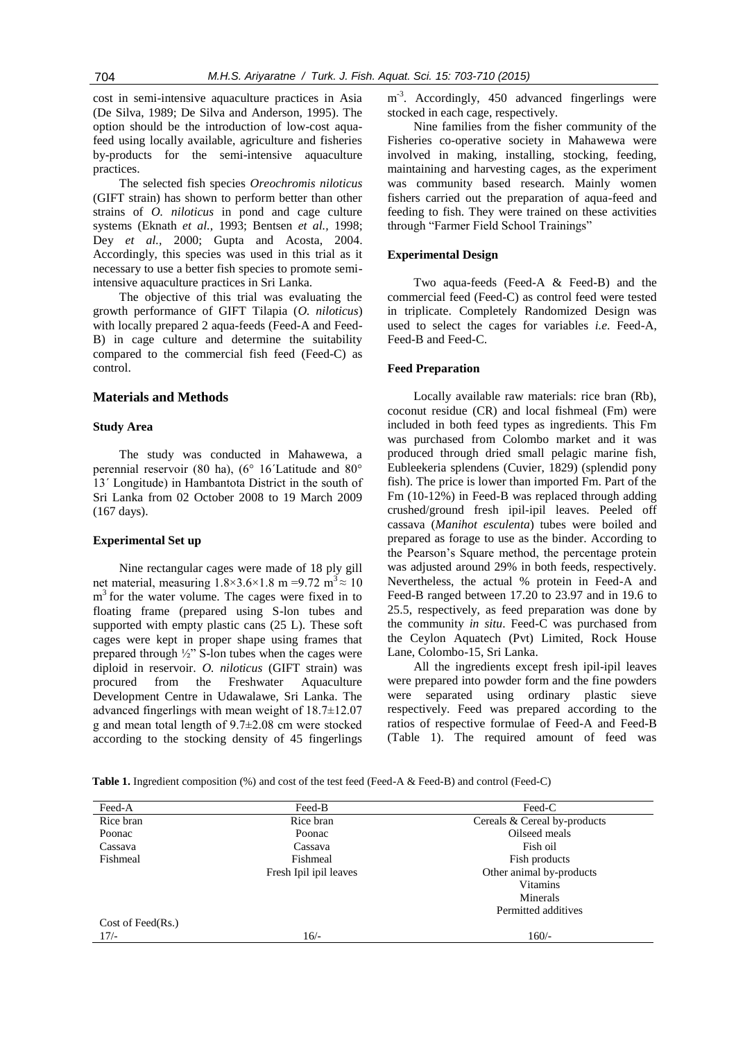cost in semi-intensive aquaculture practices in Asia (De Silva, 1989; De Silva and Anderson, 1995). The option should be the introduction of low-cost aqua-feed using locally available, agriculture and fisheries by-products for the semi-intensive aquaculture practices.

The selected fish species *Oreochromis niloticus* (GIFT strain) has shown to perform better than other strains of *O. niloticus* in pond and cage culture systems (Eknath *et al.*, 1993; Bentsen *et al.*, 1998; Dey *et al.*, 2000; Gupta and Acosta, 2004. Accordingly, this species was used in this trial as it necessary to use a better fish species to promote semi-intensive aquaculture practices in Sri Lanka.

The objective of this trial was evaluating the growth performance of GIFT Tilapia (*O. niloticus*) with locally prepared 2 aqua-feeds (Feed-A and Feed-B) in cage culture and determine the suitability compared to the commercial fish feed (Feed-C) as control.

## Materials and Methods

### Study Area

The study was conducted in Mahawewa, a perennial reservoir (80 ha), (6° 16´Latitude and 80° 13´ Longitude) in Hambantota District in the south of Sri Lanka from 02 October 2008 to 19 March 2009 (167 days).

### Experimental Set up

Nine rectangular cages were made of 18 ply gill net material, measuring 1.8×3.6×1.8 m =9.72 $m^3 \approx 10$ $m^3$ for the water volume. The cages were fixed in to floating frame (prepared using S-lon tubes and supported with empty plastic cans (25 L). These soft cages were kept in proper shape using frames that prepared through ½" S-lon tubes when the cages were diploid in reservoir. *O. niloticus* (GIFT strain) was procured from the Freshwater Aquaculture Development Centre in Udawalawe, Sri Lanka. The advanced fingerlings with mean weight of 18.7±12.07 g and mean total length of 9.7±2.08 cm were stocked according to the stocking density of 45 fingerlings $m^{-3}$. Accordingly, 450 advanced fingerlings were stocked in each cage, respectively.

Nine families from the fisher community of the Fisheries co-operative society in Mahawewa were involved in making, installing, stocking, feeding, maintaining and harvesting cages, as the experiment was community based research. Mainly women fishers carried out the preparation of aqua-feed and feeding to fish. They were trained on these activities through "Farmer Field School Trainings"

### Experimental Design

Two aqua-feeds (Feed-A & Feed-B) and the commercial feed (Feed-C) as control feed were tested in triplicate. Completely Randomized Design was used to select the cages for variables *i.e.* Feed-A, Feed-B and Feed-C.

### Feed Preparation

Locally available raw materials: rice bran (Rb), coconut residue (CR) and local fishmeal (Fm) were included in both feed types as ingredients. This Fm was purchased from Colombo market and it was produced through dried small pelagic marine fish, Eubleekeria splendens (Cuvier, 1829) (splendid pony fish). The price is lower than imported Fm. Part of the Fm (10-12%) in Feed-B was replaced through adding crushed/ground fresh ipil-ipil leaves. Peeled off cassava (*Manihot esculenta*) tubes were boiled and prepared as forage to use as the binder. According to the Pearson's Square method, the percentage protein was adjusted around 29% in both feeds, respectively. Nevertheless, the actual % protein in Feed-A and Feed-B ranged between 17.20 to 23.97 and in 19.6 to 25.5, respectively, as feed preparation was done by the community *in situ*. Feed-C was purchased from the Ceylon Aquatech (Pvt) Limited, Rock House Lane, Colombo-15, Sri Lanka.

All the ingredients except fresh ipil-ipil leaves were prepared into powder form and the fine powders were separated using ordinary plastic sieve respectively. Feed was prepared according to the ratios of respective formulae of Feed-A and Feed-B (Table 1). The required amount of feed was

**Table 1.** Ingredient composition (%) and cost of the test feed (Feed-A & Feed-B) and control (Feed-C)

| Feed-A | Feed-B | Feed-C |
|---|---|---|
| Rice bran | Rice bran | Cereals & Cereal by-products |
| Poonac | Poonac | Oilseed meals |
| Cassava | Cassava | Fish oil |
| Fishmeal | Fishmeal | Fish products |
| | Fresh Ipil ipil leaves | Other animal by-products |
| | | Vitamins |
| | | Minerals |
| | | Permitted additives |
| Cost of Feed(Rs.) | | |
| 17/- | 16/- | 160/- |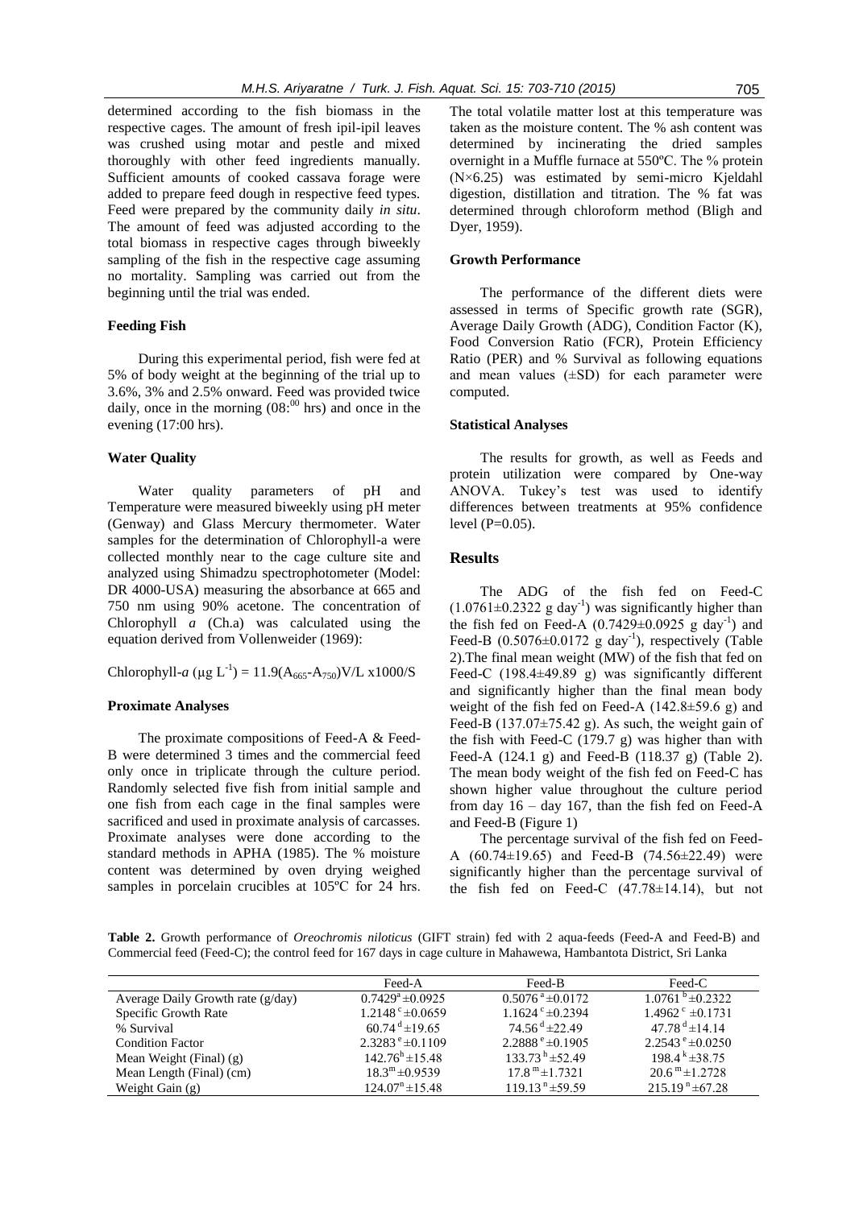determined according to the fish biomass in the respective cages. The amount of fresh ipil-ipil leaves was crushed using motar and pestle and mixed thoroughly with other feed ingredients manually. Sufficient amounts of cooked cassava forage were added to prepare feed dough in respective feed types. Feed were prepared by the community daily *in situ*. The amount of feed was adjusted according to the total biomass in respective cages through biweekly sampling of the fish in the respective cage assuming no mortality. Sampling was carried out from the beginning until the trial was ended.

### Feeding Fish

During this experimental period, fish were fed at 5% of body weight at the beginning of the trial up to 3.6%, 3% and 2.5% onward. Feed was provided twice daily, once in the morning ($08{:}^{00}$ hrs) and once in the evening (17:00 hrs).

### Water Quality

Water quality parameters of pH and Temperature were measured biweekly using pH meter (Genway) and Glass Mercury thermometer. Water samples for the determination of Chlorophyll-a were collected monthly near to the cage culture site and analyzed using Shimadzu spectrophotometer (Model: DR 4000-USA) measuring the absorbance at 665 and 750 nm using 90% acetone. The concentration of Chlorophyll *a* (Ch.a) was calculated using the equation derived from Vollenweider (1969):

$$\text{Chlorophyll-}a\ (\mu g\ L^{-1}) = 11.9(A_{665}\text{-}A_{750})V/L\ x1000/S$$

### Proximate Analyses

The proximate compositions of Feed-A & Feed-B were determined 3 times and the commercial feed only once in triplicate through the culture period. Randomly selected five fish from initial sample and one fish from each cage in the final samples were sacrificed and used in proximate analysis of carcasses. Proximate analyses were done according to the standard methods in APHA (1985). The % moisture content was determined by oven drying weighed samples in porcelain crucibles at 105ºC for 24 hrs. The total volatile matter lost at this temperature was taken as the moisture content. The % ash content was determined by incinerating the dried samples overnight in a Muffle furnace at 550ºC. The % protein (N×6.25) was estimated by semi-micro Kjeldahl digestion, distillation and titration. The % fat was determined through chloroform method (Bligh and Dyer, 1959).

### Growth Performance

The performance of the different diets were assessed in terms of Specific growth rate (SGR), Average Daily Growth (ADG), Condition Factor (K), Food Conversion Ratio (FCR), Protein Efficiency Ratio (PER) and % Survival as following equations and mean values (±SD) for each parameter were computed.

### Statistical Analyses

The results for growth, as well as Feeds and protein utilization were compared by One-way ANOVA. Tukey's test was used to identify differences between treatments at 95% confidence level (P=0.05).

## Results

The ADG of the fish fed on Feed-C ($1.0761\pm0.2322$ g day$^{-1}$) was significantly higher than the fish fed on Feed-A ($0.7429\pm0.0925$ g day$^{-1}$) and Feed-B ($0.5076\pm0.0172$ g day$^{-1}$), respectively (Table 2).The final mean weight (MW) of the fish that fed on Feed-C (198.4±49.89 g) was significantly different and significantly higher than the final mean body weight of the fish fed on Feed-A (142.8±59.6 g) and Feed-B (137.07±75.42 g). As such, the weight gain of the fish with Feed-C (179.7 g) was higher than with Feed-A (124.1 g) and Feed-B (118.37 g) (Table 2). The mean body weight of the fish fed on Feed-C has shown higher value throughout the culture period from day 16 – day 167, than the fish fed on Feed-A and Feed-B (Figure 1)

The percentage survival of the fish fed on Feed-A (60.74±19.65) and Feed-B (74.56±22.49) were significantly higher than the percentage survival of the fish fed on Feed-C (47.78±14.14), but not

**Table 2.** Growth performance of *Oreochromis niloticus* (GIFT strain) fed with 2 aqua-feeds (Feed-A and Feed-B) and Commercial feed (Feed-C); the control feed for 167 days in cage culture in Mahawewa, Hambantota District, Sri Lanka

| | Feed-A | Feed-B | Feed-C |
|---|---|---|---|
| Average Daily Growth rate (g/day) | $0.7429^{a}\pm0.0925$ | $0.5076^{a}\pm0.0172$ | $1.0761^{b}\pm0.2322$ |
| Specific Growth Rate | $1.2148^{c}\pm0.0659$ | $1.1624^{c}\pm0.2394$ | $1.4962^{c}\pm0.1731$ |
| % Survival | $60.74^{d}\pm19.65$ | $74.56^{d}\pm22.49$ | $47.78^{d}\pm14.14$ |
| Condition Factor | $2.3283^{e}\pm0.1109$ | $2.2888^{e}\pm0.1905$ | $2.2543^{e}\pm0.0250$ |
| Mean Weight (Final) (g) | $142.76^{h}\pm15.48$ | $133.73^{h}\pm52.49$ | $198.4^{k}\pm38.75$ |
| Mean Length (Final) (cm) | $18.3^{m}\pm0.9539$ | $17.8^{m}\pm1.7321$ | $20.6^{m}\pm1.2728$ |
| Weight Gain (g) | $124.07^{n}\pm15.48$ | $119.13^{n}\pm59.59$ | $215.19^{n}\pm67.28$ |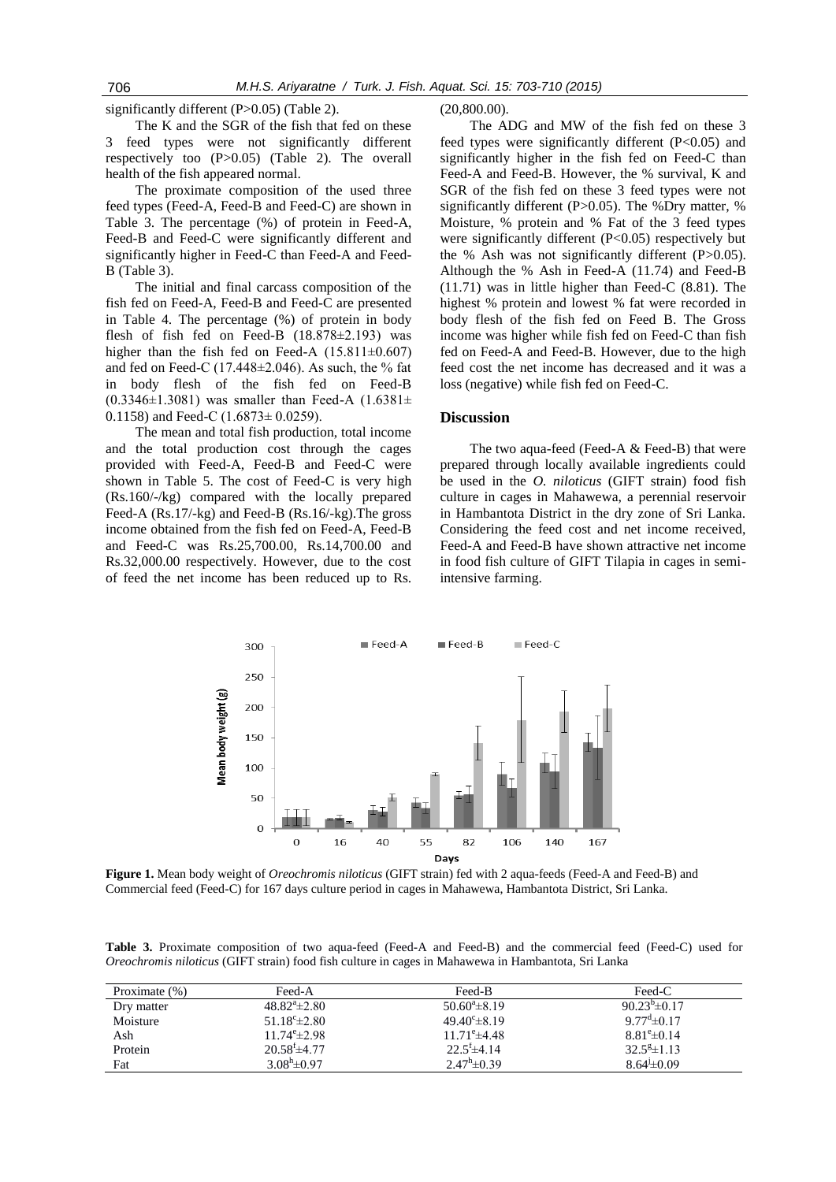significantly different (P>0.05) (Table 2).

The K and the SGR of the fish that fed on these 3 feed types were not significantly different respectively too (P>0.05) (Table 2). The overall health of the fish appeared normal.

The proximate composition of the used three feed types (Feed-A, Feed-B and Feed-C) are shown in Table 3. The percentage (%) of protein in Feed-A, Feed-B and Feed-C were significantly different and significantly higher in Feed-C than Feed-A and Feed-B (Table 3).

The initial and final carcass composition of the fish fed on Feed-A, Feed-B and Feed-C are presented in Table 4. The percentage (%) of protein in body flesh of fish fed on Feed-B (18.878±2.193) was higher than the fish fed on Feed-A (15.811±0.607) and fed on Feed-C (17.448±2.046). As such, the % fat in body flesh of the fish fed on Feed-B (0.3346±1.3081) was smaller than Feed-A (1.6381± 0.1158) and Feed-C (1.6873± 0.0259).

The mean and total fish production, total income and the total production cost through the cages provided with Feed-A, Feed-B and Feed-C were shown in Table 5. The cost of Feed-C is very high (Rs.160/-/kg) compared with the locally prepared Feed-A (Rs.17/-kg) and Feed-B (Rs.16/-kg).The gross income obtained from the fish fed on Feed-A, Feed-B and Feed-C was Rs.25,700.00, Rs.14,700.00 and Rs.32,000.00 respectively. However, due to the cost of feed the net income has been reduced up to Rs. (20,800.00).

The ADG and MW of the fish fed on these 3 feed types were significantly different (P<0.05) and significantly higher in the fish fed on Feed-C than Feed-A and Feed-B. However, the % survival, K and SGR of the fish fed on these 3 feed types were not significantly different (P>0.05). The %Dry matter, % Moisture, % protein and % Fat of the 3 feed types were significantly different (P<0.05) respectively but the % Ash was not significantly different (P>0.05). Although the % Ash in Feed-A (11.74) and Feed-B (11.71) was in little higher than Feed-C (8.81). The highest % protein and lowest % fat were recorded in body flesh of the fish fed on Feed B. The Gross income was higher while fish fed on Feed-C than fish fed on Feed-A and Feed-B. However, due to the high feed cost the net income has decreased and it was a loss (negative) while fish fed on Feed-C.

## Discussion

The two aqua-feed (Feed-A & Feed-B) that were prepared through locally available ingredients could be used in the *O. niloticus* (GIFT strain) food fish culture in cages in Mahawewa, a perennial reservoir in Hambantota District in the dry zone of Sri Lanka. Considering the feed cost and net income received, Feed-A and Feed-B have shown attractive net income in food fish culture of GIFT Tilapia in cages in semi-intensive farming.

**Figure 1.** Mean body weight of *Oreochromis niloticus* (GIFT strain) fed with 2 aqua-feeds (Feed-A and Feed-B) and Commercial feed (Feed-C) for 167 days culture period in cages in Mahawewa, Hambantota District, Sri Lanka.

**Table 3.** Proximate composition of two aqua-feed (Feed-A and Feed-B) and the commercial feed (Feed-C) used for *Oreochromis niloticus* (GIFT strain) food fish culture in cages in Mahawewa in Hambantota, Sri Lanka

| Proximate (%) | Feed-A | Feed-B | Feed-C |
|---|---|---|---|
| Dry matter | $48.82^a$±2.80 | $50.60^a$±8.19 | $90.23^b$±0.17 |
| Moisture | $51.18^c$±2.80 | $49.40^c$±8.19 | $9.77^d$±0.17 |
| Ash | $11.74^e$±2.98 | $11.71^e$±4.48 | $8.81^e$±0.14 |
| Protein | $20.58^f$±4.77 | $22.5^f$±4.14 | $32.5^g$±1.13 |
| Fat | $3.08^h$±0.97 | $2.47^h$±0.39 | $8.64^i$±0.09 |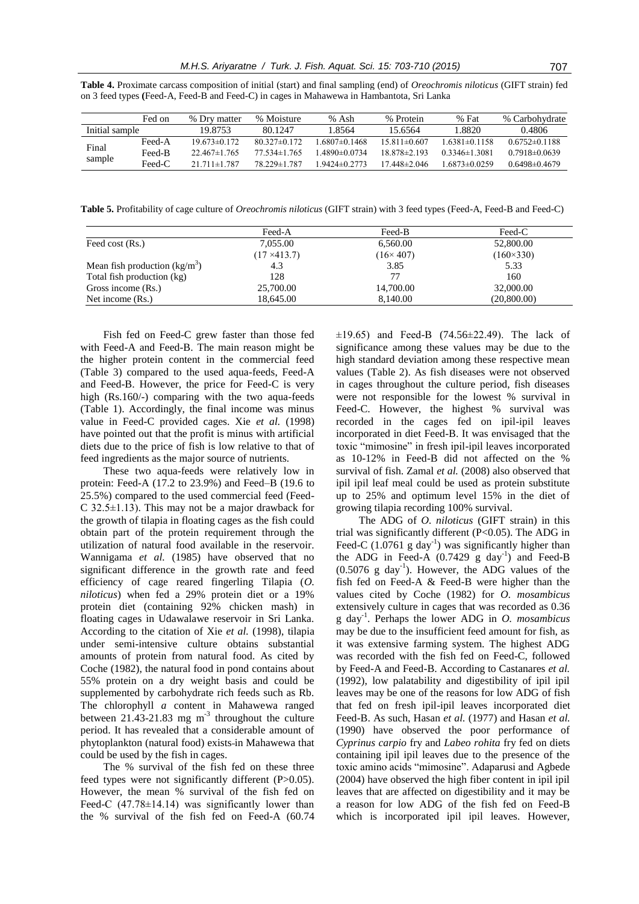**Table 4.** Proximate carcass composition of initial (start) and final sampling (end) of *Oreochromis niloticus* (GIFT strain) fed on 3 feed types (Feed-A, Feed-B and Feed-C) in cages in Mahawewa in Hambantota, Sri Lanka

| | Fed on | % Dry matter | % Moisture | % Ash | % Protein | % Fat | % Carbohydrate |
|---|---|---|---|---|---|---|---|
| Initial sample | | 19.8753 | 80.1247 | 1.8564 | 15.6564 | 1.8820 | 0.4806 |
| Final sample | Feed-A | 19.673±0.172 | 80.327±0.172 | 1.6807±0.1468 | 15.811±0.607 | 1.6381±0.1158 | 0.6752±0.1188 |
| | Feed-B | 22.467±1.765 | 77.534±1.765 | 1.4890±0.0734 | 18.878±2.193 | 0.3346±1.3081 | 0.7918±0.0639 |
| | Feed-C | 21.711±1.787 | 78.229±1.787 | 1.9424±0.2773 | 17.448±2.046 | 1.6873±0.0259 | 0.6498±0.4679 |

**Table 5.** Profitability of cage culture of *Oreochromis niloticus* (GIFT strain) with 3 feed types (Feed-A, Feed-B and Feed-C)

| | Feed-A | Feed-B | Feed-C |
|---|---|---|---|
| Feed cost (Rs.) | 7,055.00 | 6,560.00 | 52,800.00 |
| | (17 ×413.7) | (16× 407) | (160×330) |
| Mean fish production (kg/m$^3$) | 4.3 | 3.85 | 5.33 |
| Total fish production (kg) | 128 | 77 | 160 |
| Gross income (Rs.) | 25,700.00 | 14,700.00 | 32,000.00 |
| Net income (Rs.) | 18,645.00 | 8,140.00 | (20,800.00) |

Fish fed on Feed-C grew faster than those fed with Feed-A and Feed-B. The main reason might be the higher protein content in the commercial feed (Table 3) compared to the used aqua-feeds, Feed-A and Feed-B. However, the price for Feed-C is very high (Rs.160/-) comparing with the two aqua-feeds (Table 1). Accordingly, the final income was minus value in Feed-C provided cages. Xie *et al.* (1998) have pointed out that the profit is minus with artificial diets due to the price of fish is low relative to that of feed ingredients as the major source of nutrients.

These two aqua-feeds were relatively low in protein: Feed-A (17.2 to 23.9%) and Feed–B (19.6 to 25.5%) compared to the used commercial feed (Feed-C 32.5±1.13). This may not be a major drawback for the growth of tilapia in floating cages as the fish could obtain part of the protein requirement through the utilization of natural food available in the reservoir. Wannigama *et al.* (1985) have observed that no significant difference in the growth rate and feed efficiency of cage reared fingerling Tilapia (*O. niloticus*) when fed a 29% protein diet or a 19% protein diet (containing 92% chicken mash) in floating cages in Udawalawe reservoir in Sri Lanka. According to the citation of Xie *et al.* (1998), tilapia under semi-intensive culture obtains substantial amounts of protein from natural food. As cited by Coche (1982), the natural food in pond contains about 55% protein on a dry weight basis and could be supplemented by carbohydrate rich feeds such as Rb. The chlorophyll *a* content in Mahawewa ranged between 21.43-21.83 mg m$^{-3}$ throughout the culture period. It has revealed that a considerable amount of phytoplankton (natural food) exists in Mahawewa that could be used by the fish in cages.

The % survival of the fish fed on these three feed types were not significantly different (P>0.05). However, the mean % survival of the fish fed on Feed-C (47.78±14.14) was significantly lower than the % survival of the fish fed on Feed-A (60.74 ±19.65) and Feed-B (74.56±22.49). The lack of significance among these values may be due to the high standard deviation among these respective mean values (Table 2). As fish diseases were not observed in cages throughout the culture period, fish diseases were not responsible for the lowest % survival in Feed-C. However, the highest % survival was recorded in the cages fed on ipil-ipil leaves incorporated in diet Feed-B. It was envisaged that the toxic "mimosine" in fresh ipil-ipil leaves incorporated as 10-12% in Feed-B did not affected on the % survival of fish. Zamal *et al.* (2008) also observed that ipil ipil leaf meal could be used as protein substitute up to 25% and optimum level 15% in the diet of growing tilapia recording 100% survival.

The ADG of *O. niloticus* (GIFT strain) in this trial was significantly different (P<0.05). The ADG in Feed-C (1.0761 g day$^{-1}$) was significantly higher than the ADG in Feed-A (0.7429 g day$^{-1}$) and Feed-B (0.5076 g day$^{-1}$). However, the ADG values of the fish fed on Feed-A & Feed-B were higher than the values cited by Coche (1982) for *O. mosambicus* extensively culture in cages that was recorded as 0.36 g day$^{-1}$. Perhaps the lower ADG in *O. mosambicus* may be due to the insufficient feed amount for fish, as it was extensive farming system. The highest ADG was recorded with the fish fed on Feed-C, followed by Feed-A and Feed-B. According to Castanares *et al.* (1992), low palatability and digestibility of ipil ipil leaves may be one of the reasons for low ADG of fish that fed on fresh ipil-ipil leaves incorporated diet Feed-B. As such, Hasan *et al.* (1977) and Hasan *et al.* (1990) have observed the poor performance of *Cyprinus carpio* fry and *Labeo rohita* fry fed on diets containing ipil ipil leaves due to the presence of the toxic amino acids "mimosine". Adaparusi and Agbede (2004) have observed the high fiber content in ipil ipil leaves that are affected on digestibility and it may be a reason for low ADG of the fish fed on Feed-B which is incorporated ipil ipil leaves. However,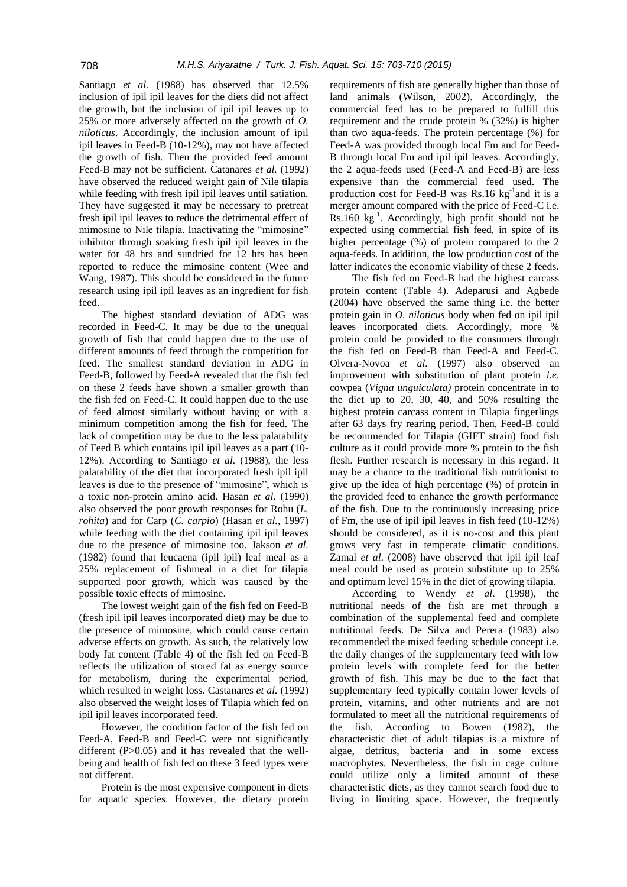Santiago *et al.* (1988) has observed that 12.5% inclusion of ipil ipil leaves for the diets did not affect the growth, but the inclusion of ipil ipil leaves up to 25% or more adversely affected on the growth of *O. niloticus*. Accordingly, the inclusion amount of ipil ipil leaves in Feed-B (10-12%), may not have affected the growth of fish. Then the provided feed amount Feed-B may not be sufficient. Catanares *et al.* (1992) have observed the reduced weight gain of Nile tilapia while feeding with fresh ipil ipil leaves until satiation. They have suggested it may be necessary to pretreat fresh ipil ipil leaves to reduce the detrimental effect of mimosine to Nile tilapia. Inactivating the "mimosine" inhibitor through soaking fresh ipil ipil leaves in the water for 48 hrs and sundried for 12 hrs has been reported to reduce the mimosine content (Wee and Wang, 1987). This should be considered in the future research using ipil ipil leaves as an ingredient for fish feed.

The highest standard deviation of ADG was recorded in Feed-C. It may be due to the unequal growth of fish that could happen due to the use of different amounts of feed through the competition for feed. The smallest standard deviation in ADG in Feed-B, followed by Feed-A revealed that the fish fed on these 2 feeds have shown a smaller growth than the fish fed on Feed-C. It could happen due to the use of feed almost similarly without having or with a minimum competition among the fish for feed. The lack of competition may be due to the less palatability of Feed B which contains ipil ipil leaves as a part (10-12%). According to Santiago *et al.* (1988), the less palatability of the diet that incorporated fresh ipil ipil leaves is due to the presence of "mimosine", which is a toxic non-protein amino acid. Hasan *et al*. (1990) also observed the poor growth responses for Rohu (*L. rohita*) and for Carp (*C. carpio*) (Hasan *et al.*, 1997) while feeding with the diet containing ipil ipil leaves due to the presence of mimosine too. Jakson *et al.* (1982) found that leucaena (ipil ipil) leaf meal as a 25% replacement of fishmeal in a diet for tilapia supported poor growth, which was caused by the possible toxic effects of mimosine.

The lowest weight gain of the fish fed on Feed-B (fresh ipil ipil leaves incorporated diet) may be due to the presence of mimosine, which could cause certain adverse effects on growth. As such, the relatively low body fat content (Table 4) of the fish fed on Feed-B reflects the utilization of stored fat as energy source for metabolism, during the experimental period, which resulted in weight loss. Castanares *et al.* (1992) also observed the weight loses of Tilapia which fed on ipil ipil leaves incorporated feed.

However, the condition factor of the fish fed on Feed-A, Feed-B and Feed-C were not significantly different ($P>0.05$) and it has revealed that the well-being and health of fish fed on these 3 feed types were not different.

Protein is the most expensive component in diets for aquatic species. However, the dietary protein requirements of fish are generally higher than those of land animals (Wilson, 2002). Accordingly, the commercial feed has to be prepared to fulfill this requirement and the crude protein % (32%) is higher than two aqua-feeds. The protein percentage (%) for Feed-A was provided through local Fm and for Feed-B through local Fm and ipil ipil leaves. Accordingly, the 2 aqua-feeds used (Feed-A and Feed-B) are less expensive than the commercial feed used. The production cost for Feed-B was Rs.16 $kg^{-1}$ and it is a merger amount compared with the price of Feed-C i.e. Rs.160 $kg^{-1}$. Accordingly, high profit should not be expected using commercial fish feed, in spite of its higher percentage (%) of protein compared to the 2 aqua-feeds. In addition, the low production cost of the latter indicates the economic viability of these 2 feeds.

The fish fed on Feed-B had the highest carcass protein content (Table 4). Adeparusi and Agbede (2004) have observed the same thing i.e. the better protein gain in *O. niloticus* body when fed on ipil ipil leaves incorporated diets. Accordingly, more % protein could be provided to the consumers through the fish fed on Feed-B than Feed-A and Feed-C. Olvera-Novoa *et al.* (1997) also observed an improvement with substitution of plant protein *i.e.* cowpea (*Vigna unguiculata)* protein concentrate in to the diet up to 20, 30, 40, and 50% resulting the highest protein carcass content in Tilapia fingerlings after 63 days fry rearing period. Then, Feed-B could be recommended for Tilapia (GIFT strain) food fish culture as it could provide more % protein to the fish flesh. Further research is necessary in this regard. It may be a chance to the traditional fish nutritionist to give up the idea of high percentage (%) of protein in the provided feed to enhance the growth performance of the fish. Due to the continuously increasing price of Fm, the use of ipil ipil leaves in fish feed (10-12%) should be considered, as it is no-cost and this plant grows very fast in temperate climatic conditions. Zamal *et al.* (2008) have observed that ipil ipil leaf meal could be used as protein substitute up to 25% and optimum level 15% in the diet of growing tilapia.

According to Wendy *et al*. (1998), the nutritional needs of the fish are met through a combination of the supplemental feed and complete nutritional feeds. De Silva and Perera (1983) also recommended the mixed feeding schedule concept i.e. the daily changes of the supplementary feed with low protein levels with complete feed for the better growth of fish. This may be due to the fact that supplementary feed typically contain lower levels of protein, vitamins, and other nutrients and are not formulated to meet all the nutritional requirements of the fish. According to Bowen (1982), the characteristic diet of adult tilapias is a mixture of algae, detritus, bacteria and in some excess macrophytes. Nevertheless, the fish in cage culture could utilize only a limited amount of these characteristic diets, as they cannot search food due to living in limiting space. However, the frequently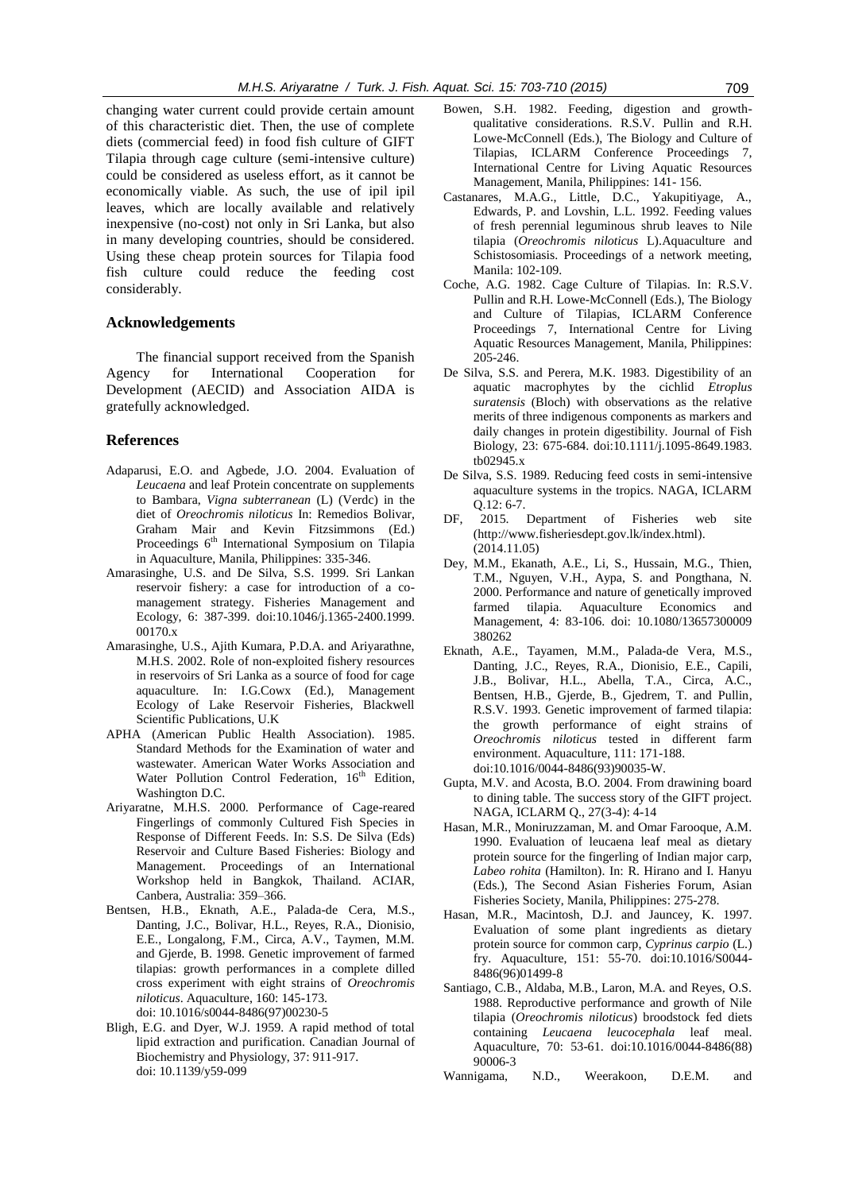changing water current could provide certain amount of this characteristic diet. Then, the use of complete diets (commercial feed) in food fish culture of GIFT Tilapia through cage culture (semi-intensive culture) could be considered as useless effort, as it cannot be economically viable. As such, the use of ipil ipil leaves, which are locally available and relatively inexpensive (no-cost) not only in Sri Lanka, but also in many developing countries, should be considered. Using these cheap protein sources for Tilapia food fish culture could reduce the feeding cost considerably.

## Acknowledgements

The financial support received from the Spanish Agency for International Cooperation for Development (AECID) and Association AIDA is gratefully acknowledged.

## References

Adaparusi, E.O. and Agbede, J.O. 2004. Evaluation of *Leucaena* and leaf Protein concentrate on supplements to Bambara, *Vigna subterranean* (L) (Verdc) in the diet of *Oreochromis niloticus* In: Remedios Bolivar, Graham Mair and Kevin Fitzsimmons (Ed.) Proceedings 6th International Symposium on Tilapia in Aquaculture, Manila, Philippines: 335-346.

Amarasinghe, U.S. and De Silva, S.S. 1999. Sri Lankan reservoir fishery: a case for introduction of a co-management strategy. Fisheries Management and Ecology, 6: 387-399. doi:10.1046/j.1365-2400.1999.00170.x

Amarasinghe, U.S., Ajith Kumara, P.D.A. and Ariyarathne, M.H.S. 2002. Role of non-exploited fishery resources in reservoirs of Sri Lanka as a source of food for cage aquaculture. In: I.G.Cowx (Ed.), Management Ecology of Lake Reservoir Fisheries, Blackwell Scientific Publications, U.K

APHA (American Public Health Association). 1985. Standard Methods for the Examination of water and wastewater. American Water Works Association and Water Pollution Control Federation, 16th Edition, Washington D.C.

Ariyaratne, M.H.S. 2000. Performance of Cage-reared Fingerlings of commonly Cultured Fish Species in Response of Different Feeds. In: S.S. De Silva (Eds) Reservoir and Culture Based Fisheries: Biology and Management. Proceedings of an International Workshop held in Bangkok, Thailand. ACIAR, Canbera, Australia: 359–366.

Bentsen, H.B., Eknath, A.E., Palada-de Cera, M.S., Danting, J.C., Bolivar, H.L., Reyes, R.A., Dionisio, E.E., Longalong, F.M., Circa, A.V., Taymen, M.M. and Gjerde, B. 1998. Genetic improvement of farmed tilapias: growth performances in a complete dilled cross experiment with eight strains of *Oreochromis niloticus*. Aquaculture, 160: 145-173. doi: 10.1016/s0044-8486(97)00230-5

Bligh, E.G. and Dyer, W.J. 1959. A rapid method of total lipid extraction and purification. Canadian Journal of Biochemistry and Physiology, 37: 911-917. doi: 10.1139/y59-099

Bowen, S.H. 1982. Feeding, digestion and growth-qualitative considerations. R.S.V. Pullin and R.H. Lowe-McConnell (Eds.), The Biology and Culture of Tilapias, ICLARM Conference Proceedings 7, International Centre for Living Aquatic Resources Management, Manila, Philippines: 141- 156.

Castanares, M.A.G., Little, D.C., Yakupitiyage, A., Edwards, P. and Lovshin, L.L. 1992. Feeding values of fresh perennial leguminous shrub leaves to Nile tilapia (*Oreochromis niloticus* L).Aquaculture and Schistosomiasis. Proceedings of a network meeting, Manila: 102-109.

Coche, A.G. 1982. Cage Culture of Tilapias. In: R.S.V. Pullin and R.H. Lowe-McConnell (Eds.), The Biology and Culture of Tilapias, ICLARM Conference Proceedings 7, International Centre for Living Aquatic Resources Management, Manila, Philippines: 205-246.

De Silva, S.S. and Perera, M.K. 1983. Digestibility of an aquatic macrophytes by the cichlid *Etroplus suratensis* (Bloch) with observations as the relative merits of three indigenous components as markers and daily changes in protein digestibility. Journal of Fish Biology, 23: 675-684. doi:10.1111/j.1095-8649.1983.tb02945.x

De Silva, S.S. 1989. Reducing feed costs in semi-intensive aquaculture systems in the tropics. NAGA, ICLARM Q.12: 6-7.

DF, 2015. Department of Fisheries web site (http://www.fisheriesdept.gov.lk/index.html). (2014.11.05)

Dey, M.M., Ekanath, A.E., Li, S., Hussain, M.G., Thien, T.M., Nguyen, V.H., Aypa, S. and Pongthana, N. 2000. Performance and nature of genetically improved farmed tilapia. Aquaculture Economics and Management, 4: 83-106. doi: 10.1080/13657300009380262

Eknath, A.E., Tayamen, M.M., Palada-de Vera, M.S., Danting, J.C., Reyes, R.A., Dionisio, E.E., Capili, J.B., Bolivar, H.L., Abella, T.A., Circa, A.C., Bentsen, H.B., Gjerde, B., Gjedrem, T. and Pullin, R.S.V. 1993. Genetic improvement of farmed tilapia: the growth performance of eight strains of *Oreochromis niloticus* tested in different farm environment. Aquaculture, 111: 171-188. doi:10.1016/0044-8486(93)90035-W.

Gupta, M.V. and Acosta, B.O. 2004. From drawining board to dining table. The success story of the GIFT project. NAGA, ICLARM Q., 27(3-4): 4-14

Hasan, M.R., Moniruzzaman, M. and Omar Farooque, A.M. 1990. Evaluation of leucaena leaf meal as dietary protein source for the fingerling of Indian major carp, *Labeo rohita* (Hamilton). In: R. Hirano and I. Hanyu (Eds.), The Second Asian Fisheries Forum, Asian Fisheries Society, Manila, Philippines: 275-278.

Hasan, M.R., Macintosh, D.J. and Jauncey, K. 1997. Evaluation of some plant ingredients as dietary protein source for common carp, *Cyprinus carpio* (L.) fry. Aquaculture, 151: 55-70. doi:10.1016/S0044-8486(96)01499-8

Santiago, C.B., Aldaba, M.B., Laron, M.A. and Reyes, O.S. 1988. Reproductive performance and growth of Nile tilapia (*Oreochromis niloticus*) broodstock fed diets containing *Leucaena leucocephala* leaf meal. Aquaculture, 70: 53-61. doi:10.1016/0044-8486(88)90006-3

Wannigama, N.D., Weerakoon, D.E.M. and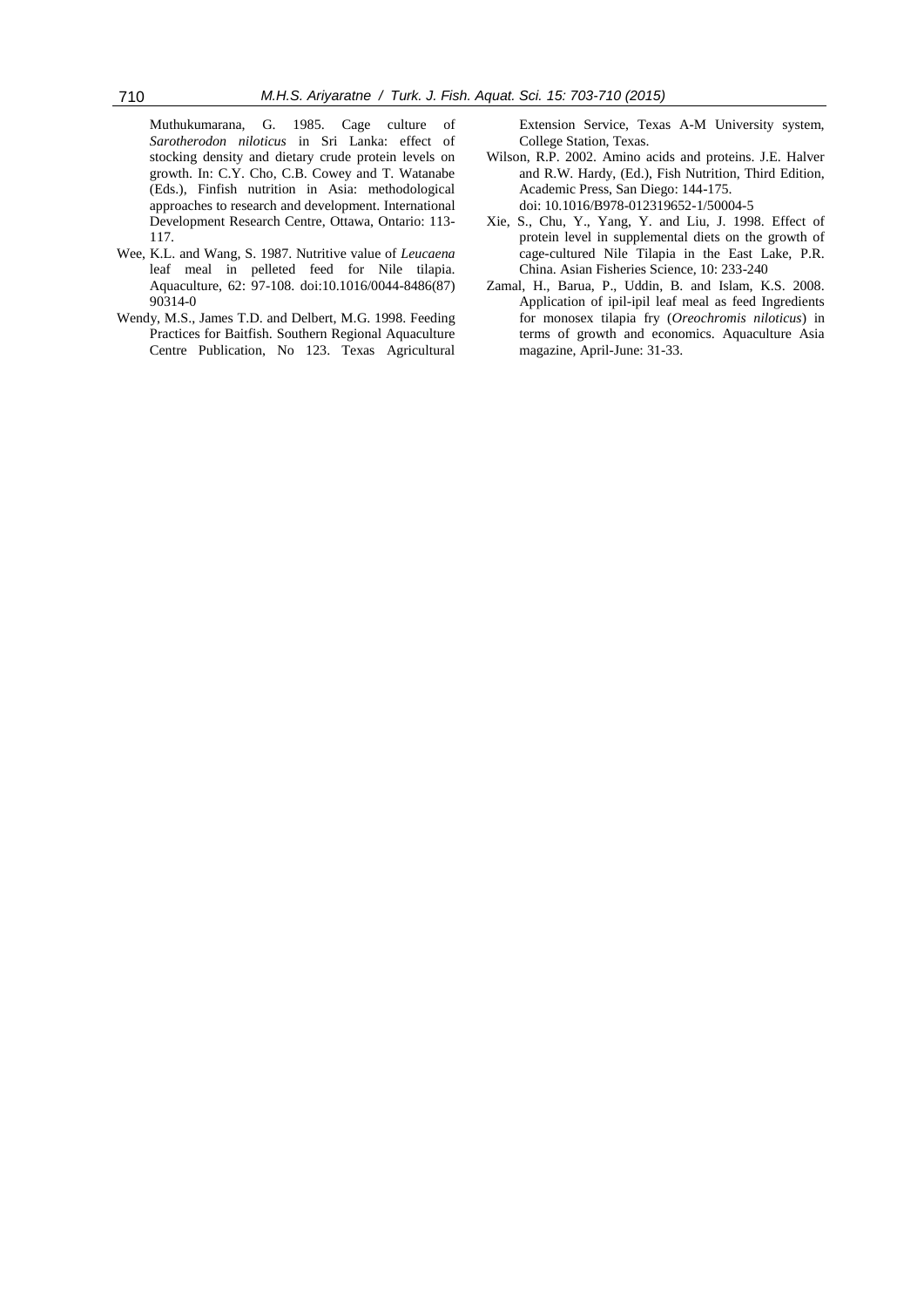Muthukumarana, G. 1985. Cage culture of *Sarotherodon niloticus* in Sri Lanka: effect of stocking density and dietary crude protein levels on growth. In: C.Y. Cho, C.B. Cowey and T. Watanabe (Eds.), Finfish nutrition in Asia: methodological approaches to research and development. International Development Research Centre, Ottawa, Ontario: 113-117.

Wee, K.L. and Wang, S. 1987. Nutritive value of *Leucaena* leaf meal in pelleted feed for Nile tilapia. Aquaculture, 62: 97-108. doi:10.1016/0044-8486(87) 90314-0

Wendy, M.S., James T.D. and Delbert, M.G. 1998. Feeding Practices for Baitfish. Southern Regional Aquaculture Centre Publication, No 123. Texas Agricultural Extension Service, Texas A-M University system, College Station, Texas.

Wilson, R.P. 2002. Amino acids and proteins. J.E. Halver and R.W. Hardy, (Ed.), Fish Nutrition, Third Edition, Academic Press, San Diego: 144-175. doi: 10.1016/B978-012319652-1/50004-5

Xie, S., Chu, Y., Yang, Y. and Liu, J. 1998. Effect of protein level in supplemental diets on the growth of cage-cultured Nile Tilapia in the East Lake, P.R. China. Asian Fisheries Science, 10: 233-240

Zamal, H., Barua, P., Uddin, B. and Islam, K.S. 2008. Application of ipil-ipil leaf meal as feed Ingredients for monosex tilapia fry (*Oreochromis niloticus*) in terms of growth and economics. Aquaculture Asia magazine, April-June: 31-33.